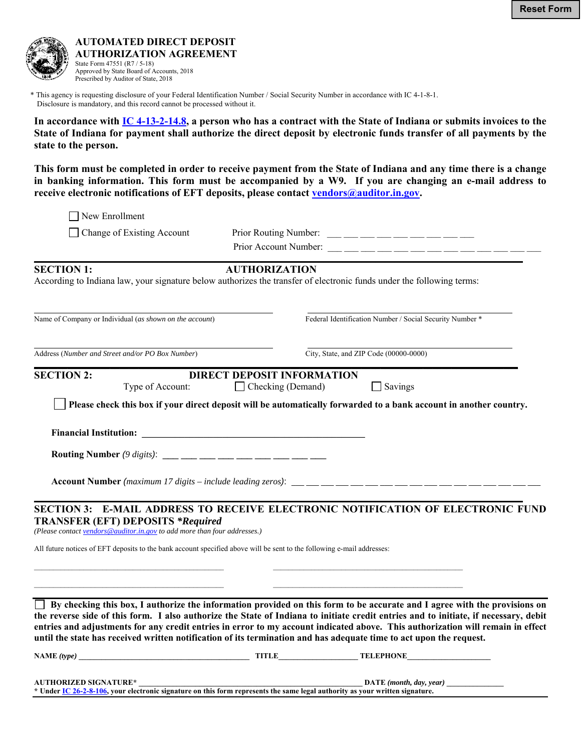# AUTOMATED DIRECT DEPOSIT AUTHORIZATION AGREEMENT

State Form 47551 (R7 / 5-18)
Approved by State Board of Accounts, 2018
Prescribed by Auditor of State, 2018

\* This agency is requesting disclosure of your Federal Identification Number / Social Security Number in accordance with IC 4-1-8-1. Disclosure is mandatory, and this record cannot be processed without it.

**In accordance with IC 4-13-2-14.8, a person who has a contract with the State of Indiana or submits invoices to the State of Indiana for payment shall authorize the direct deposit by electronic funds transfer of all payments by the state to the person.**

**This form must be completed in order to receive payment from the State of Indiana and any time there is a change in banking information. This form must be accompanied by a W9. If you are changing an e-mail address to receive electronic notifications of EFT deposits, please contact vendors@auditor.in.gov.**

☐ New Enrollment

☐ Change of Existing Account — Prior Routing Number: ___ ___ ___ ___ ___ ___ ___ ___ ___

Prior Account Number: ___ ___ ___ ___ ___ ___ ___ ___ ___ ___ ___ ___ ___ ___

## SECTION 1: AUTHORIZATION

According to Indiana law, your signature below authorizes the transfer of electronic funds under the following terms:

| | |
|---|---|
| Name of Company or Individual (*as shown on the account*) | Federal Identification Number / Social Security Number * |
| Address (*Number and Street and/or PO Box Number*) | City, State, and ZIP Code (00000-0000) |

## SECTION 2: DIRECT DEPOSIT INFORMATION

Type of Account: ☐ Checking (Demand) ☐ Savings

☐ **Please check this box if your direct deposit will be automatically forwarded to a bank account in another country.**

**Financial Institution:** ________________________________

**Routing Number** *(9 digits)*: ___ ___ ___ ___ ___ ___ ___ ___ ___

**Account Number** *(maximum 17 digits – include leading zeros)*: ___ ___ ___ ___ ___ ___ ___ ___ ___ ___ ___ ___ ___ ___ ___ ___ ___

## SECTION 3: E-MAIL ADDRESS TO RECEIVE ELECTRONIC NOTIFICATION OF ELECTRONIC FUND TRANSFER (EFT) DEPOSITS *Required

*(Please contact vendors@auditor.in.gov to add more than four addresses.)*

All future notices of EFT deposits to the bank account specified above will be sent to the following e-mail addresses:

________________________________ ________________________________

________________________________ ________________________________

☐ **By checking this box, I authorize the information provided on this form to be accurate and I agree with the provisions on the reverse side of this form. I also authorize the State of Indiana to initiate credit entries and to initiate, if necessary, debit entries and adjustments for any credit entries in error to my account indicated above. This authorization will remain in effect until the state has received written notification of its termination and has adequate time to act upon the request.**

**NAME** ***(type)*** ______________________ **TITLE** ______________ **TELEPHONE** ______________

**AUTHORIZED SIGNATURE*** ______________________________ **DATE** ***(month, day, year)*** ______________

**\* Under IC 26-2-8-106, your electronic signature on this form represents the same legal authority as your written signature.**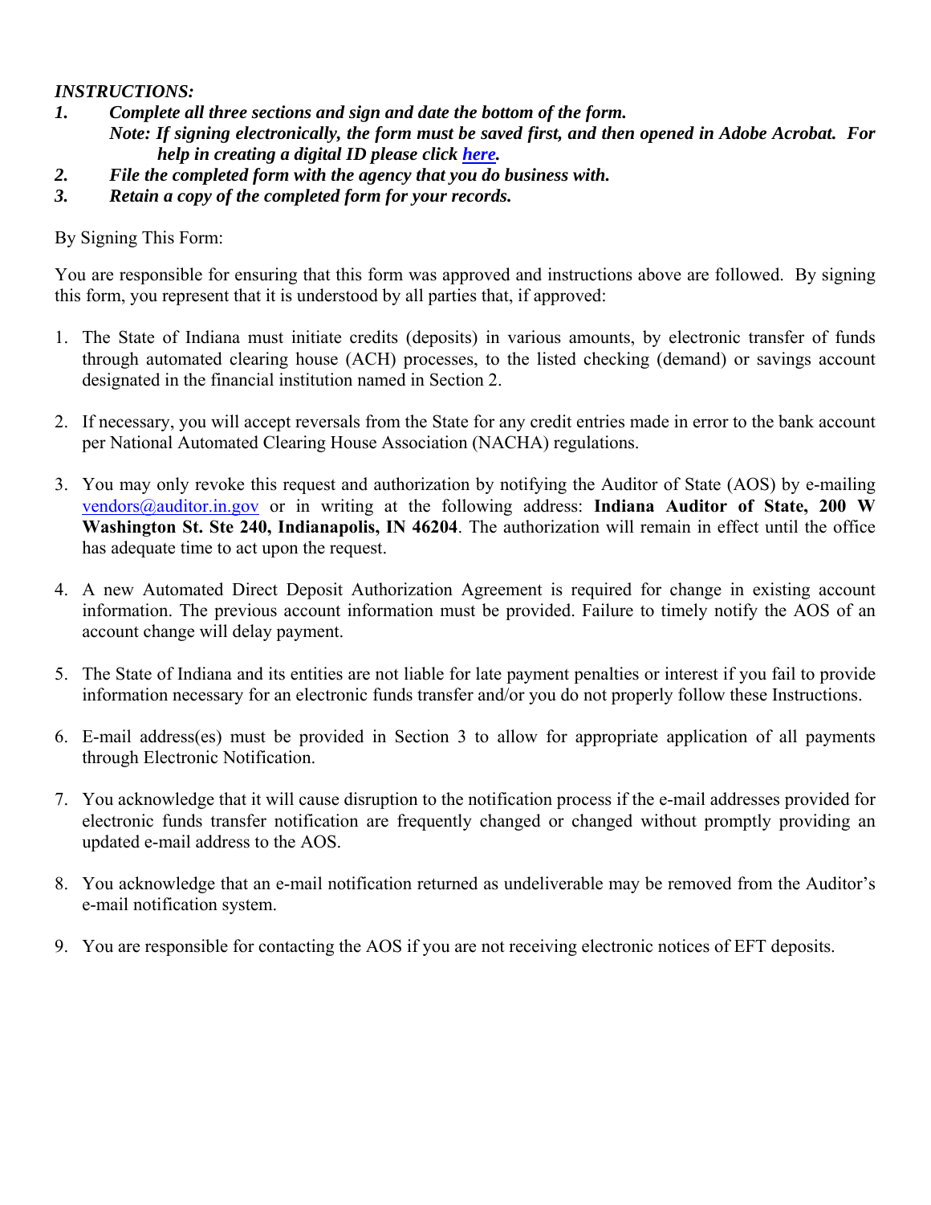***INSTRUCTIONS:***

1. ***Complete all three sections and sign and date the bottom of the form.***
   ***Note: If signing electronically, the form must be saved first, and then opened in Adobe Acrobat. For help in creating a digital ID please click [here](here).***
2. ***File the completed form with the agency that you do business with.***
3. ***Retain a copy of the completed form for your records.***

By Signing This Form:

You are responsible for ensuring that this form was approved and instructions above are followed. By signing this form, you represent that it is understood by all parties that, if approved:

1. The State of Indiana must initiate credits (deposits) in various amounts, by electronic transfer of funds through automated clearing house (ACH) processes, to the listed checking (demand) or savings account designated in the financial institution named in Section 2.

2. If necessary, you will accept reversals from the State for any credit entries made in error to the bank account per National Automated Clearing House Association (NACHA) regulations.

3. You may only revoke this request and authorization by notifying the Auditor of State (AOS) by e-mailing vendors@auditor.in.gov or in writing at the following address: **Indiana Auditor of State, 200 W Washington St. Ste 240, Indianapolis, IN 46204**. The authorization will remain in effect until the office has adequate time to act upon the request.

4. A new Automated Direct Deposit Authorization Agreement is required for change in existing account information. The previous account information must be provided. Failure to timely notify the AOS of an account change will delay payment.

5. The State of Indiana and its entities are not liable for late payment penalties or interest if you fail to provide information necessary for an electronic funds transfer and/or you do not properly follow these Instructions.

6. E-mail address(es) must be provided in Section 3 to allow for appropriate application of all payments through Electronic Notification.

7. You acknowledge that it will cause disruption to the notification process if the e-mail addresses provided for electronic funds transfer notification are frequently changed or changed without promptly providing an updated e-mail address to the AOS.

8. You acknowledge that an e-mail notification returned as undeliverable may be removed from the Auditor's e-mail notification system.

9. You are responsible for contacting the AOS if you are not receiving electronic notices of EFT deposits.